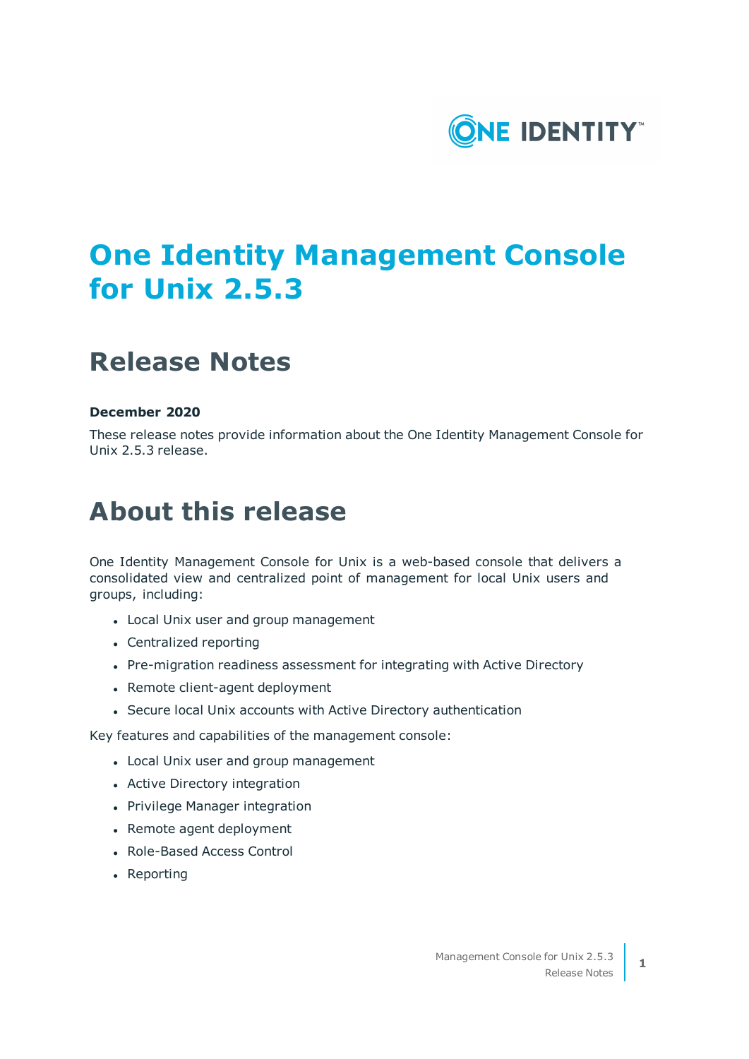# One Identity Management Console for Unix 2.5.3

## Release Notes

**December 2020**

These release notes provide information about the One Identity Management Console for Unix 2.5.3 release.

# About this release

One Identity Management Console for Unix is a web-based console that delivers a consolidated view and centralized point of management for local Unix users and groups, including:

- Local Unix user and group management
- Centralized reporting
- Pre-migration readiness assessment for integrating with Active Directory
- Remote client-agent deployment
- Secure local Unix accounts with Active Directory authentication

Key features and capabilities of the management console:

- Local Unix user and group management
- Active Directory integration
- Privilege Manager integration
- Remote agent deployment
- Role-Based Access Control
- Reporting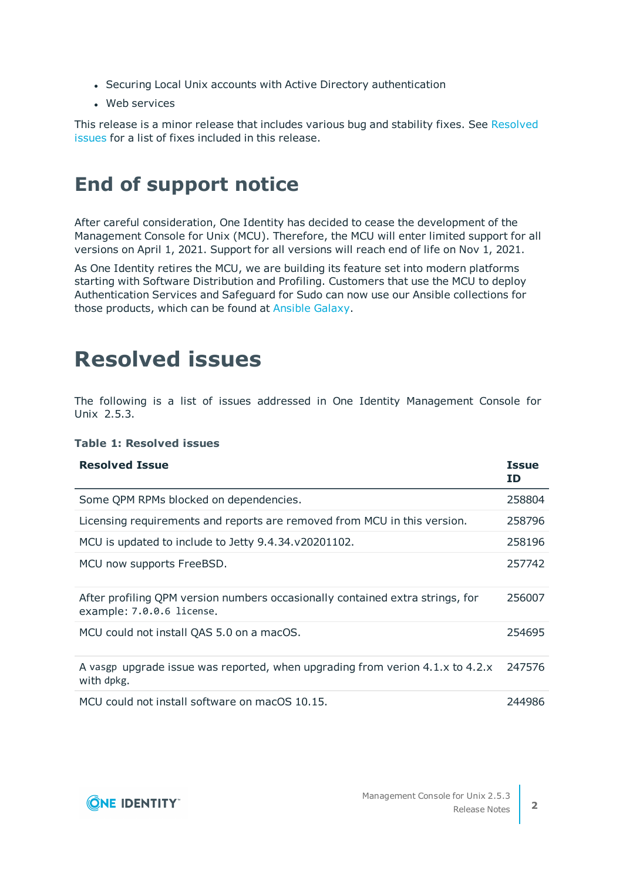- Securing Local Unix accounts with Active Directory authentication
- Web services

This release is a minor release that includes various bug and stability fixes. See Resolved issues for a list of fixes included in this release.

# End of support notice

After careful consideration, One Identity has decided to cease the development of the Management Console for Unix (MCU). Therefore, the MCU will enter limited support for all versions on April 1, 2021. Support for all versions will reach end of life on Nov 1, 2021.

As One Identity retires the MCU, we are building its feature set into modern platforms starting with Software Distribution and Profiling. Customers that use the MCU to deploy Authentication Services and Safeguard for Sudo can now use our Ansible collections for those products, which can be found at Ansible Galaxy.

# Resolved issues

The following is a list of issues addressed in One Identity Management Console for Unix 2.5.3.

**Table 1: Resolved issues**

| Resolved Issue | Issue ID |
|---|---|
| Some QPM RPMs blocked on dependencies. | 258804 |
| Licensing requirements and reports are removed from MCU in this version. | 258796 |
| MCU is updated to include to Jetty 9.4.34.v20201102. | 258196 |
| MCU now supports FreeBSD. | 257742 |
| After profiling QPM version numbers occasionally contained extra strings, for example: `7.0.0.6 license`. | 256007 |
| MCU could not install QAS 5.0 on a macOS. | 254695 |
| A `vasgp` upgrade issue was reported, when upgrading from verion 4.1.x to 4.2.x with `dpkg`. | 247576 |
| MCU could not install software on macOS 10.15. | 244986 |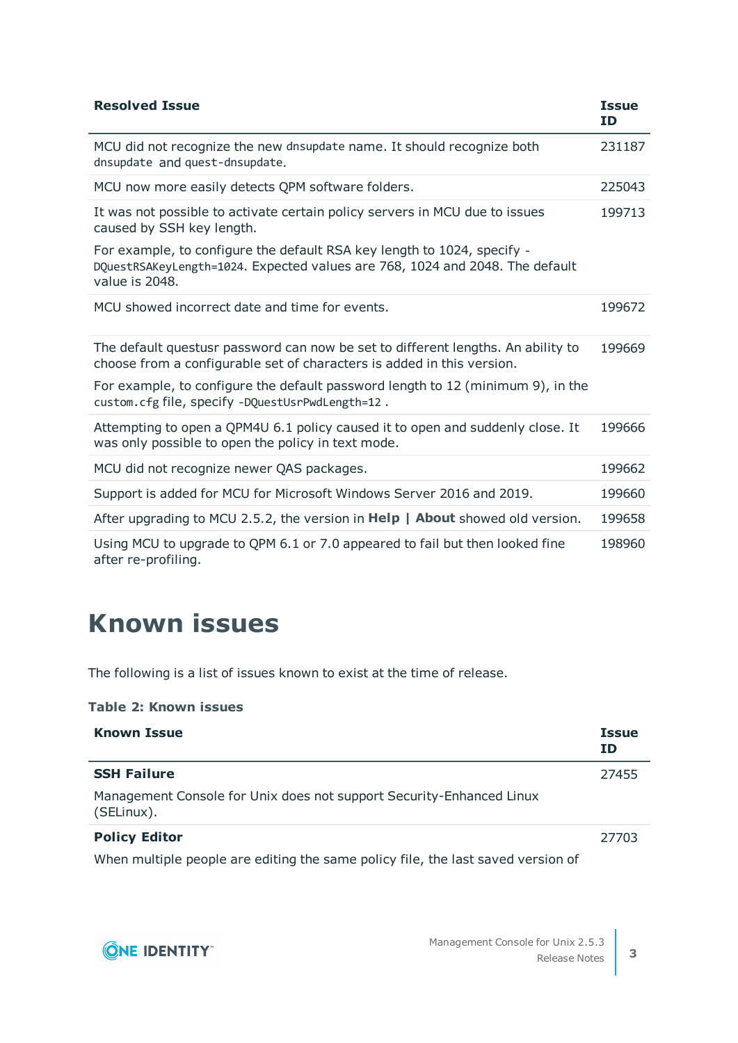| Resolved Issue | Issue ID |
|---|---|
| MCU did not recognize the new `dnsupdate` name. It should recognize both `dnsupdate` and `quest-dnsupdate`. | 231187 |
| MCU now more easily detects QPM software folders. | 225043 |
| It was not possible to activate certain policy servers in MCU due to issues caused by SSH key length.<br><br>For example, to configure the default RSA key length to 1024, specify `-DQuestRSAKeyLength=1024`. Expected values are 768, 1024 and 2048. The default value is 2048. | 199713 |
| MCU showed incorrect date and time for events. | 199672 |
| The default questusr password can now be set to different lengths. An ability to choose from a configurable set of characters is added in this version.<br><br>For example, to configure the default password length to 12 (minimum 9), in the `custom.cfg` file, specify `-DQuestUsrPwdLength=12` . | 199669 |
| Attempting to open a QPM4U 6.1 policy caused it to open and suddenly close. It was only possible to open the policy in text mode. | 199666 |
| MCU did not recognize newer QAS packages. | 199662 |
| Support is added for MCU for Microsoft Windows Server 2016 and 2019. | 199660 |
| After upgrading to MCU 2.5.2, the version in **Help \| About** showed old version. | 199658 |
| Using MCU to upgrade to QPM 6.1 or 7.0 appeared to fail but then looked fine after re-profiling. | 198960 |

# Known issues

The following is a list of issues known to exist at the time of release.

**Table 2: Known issues**

| Known Issue | Issue ID |
|---|---|
| **SSH Failure**<br><br>Management Console for Unix does not support Security-Enhanced Linux (SELinux). | 27455 |
| **Policy Editor**<br><br>When multiple people are editing the same policy file, the last saved version of | 27703 |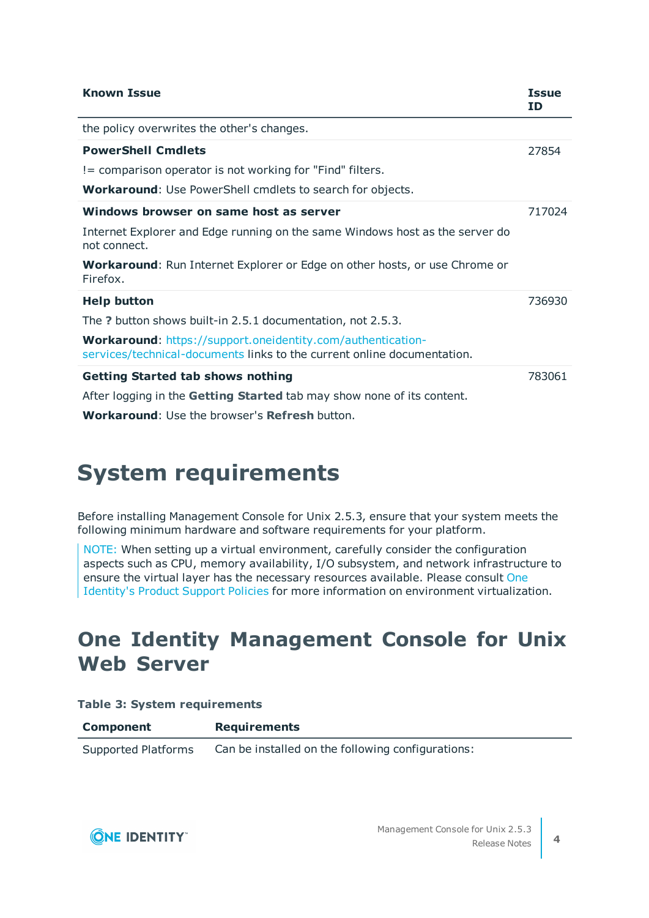| Known Issue | Issue ID |
|---|---|
| the policy overwrites the other's changes. | |
| **PowerShell Cmdlets**<br>!= comparison operator is not working for "Find" filters.<br>**Workaround**: Use PowerShell cmdlets to search for objects. | 27854 |
| **Windows browser on same host as server**<br>Internet Explorer and Edge running on the same Windows host as the server do not connect.<br>**Workaround**: Run Internet Explorer or Edge on other hosts, or use Chrome or Firefox. | 717024 |
| **Help button**<br>The **?** button shows built-in 2.5.1 documentation, not 2.5.3.<br>**Workaround**: https://support.oneidentity.com/authentication-services/technical-documents links to the current online documentation. | 736930 |
| **Getting Started tab shows nothing**<br>After logging in the **Getting Started** tab may show none of its content.<br>**Workaround**: Use the browser's **Refresh** button. | 783061 |

# System requirements

Before installing Management Console for Unix 2.5.3, ensure that your system meets the following minimum hardware and software requirements for your platform.

> NOTE: When setting up a virtual environment, carefully consider the configuration aspects such as CPU, memory availability, I/O subsystem, and network infrastructure to ensure the virtual layer has the necessary resources available. Please consult One Identity's Product Support Policies for more information on environment virtualization.

## One Identity Management Console for Unix Web Server

**Table 3: System requirements**

| Component | Requirements |
|---|---|
| Supported Platforms | Can be installed on the following configurations: |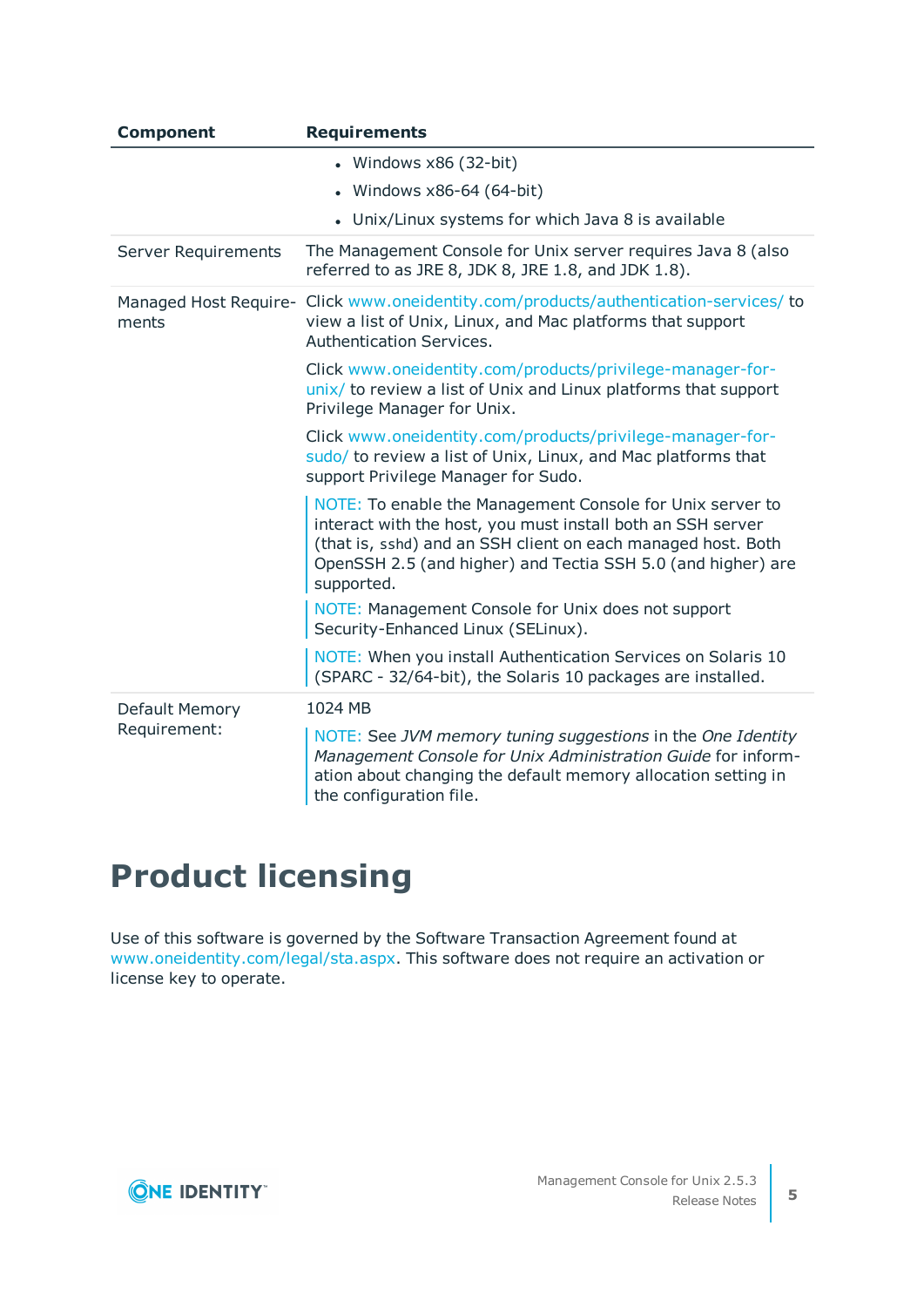| Component | Requirements |
|---|---|
| | • Windows x86 (32-bit)<br>• Windows x86-64 (64-bit)<br>• Unix/Linux systems for which Java 8 is available |
| Server Requirements | The Management Console for Unix server requires Java 8 (also referred to as JRE 8, JDK 8, JRE 1.8, and JDK 1.8). |
| Managed Host Requirements | Click www.oneidentity.com/products/authentication-services/ to view a list of Unix, Linux, and Mac platforms that support Authentication Services.<br><br>Click www.oneidentity.com/products/privilege-manager-for-unix/ to review a list of Unix and Linux platforms that support Privilege Manager for Unix.<br><br>Click www.oneidentity.com/products/privilege-manager-for-sudo/ to review a list of Unix, Linux, and Mac platforms that support Privilege Manager for Sudo.<br><br>NOTE: To enable the Management Console for Unix server to interact with the host, you must install both an SSH server (that is, `sshd`) and an SSH client on each managed host. Both OpenSSH 2.5 (and higher) and Tectia SSH 5.0 (and higher) are supported.<br><br>NOTE: Management Console for Unix does not support Security-Enhanced Linux (SELinux).<br><br>NOTE: When you install Authentication Services on Solaris 10 (SPARC - 32/64-bit), the Solaris 10 packages are installed. |
| Default Memory Requirement: | 1024 MB<br><br>NOTE: See *JVM memory tuning suggestions* in the *One Identity Management Console for Unix Administration Guide* for information about changing the default memory allocation setting in the configuration file. |

# Product licensing

Use of this software is governed by the Software Transaction Agreement found at www.oneidentity.com/legal/sta.aspx. This software does not require an activation or license key to operate.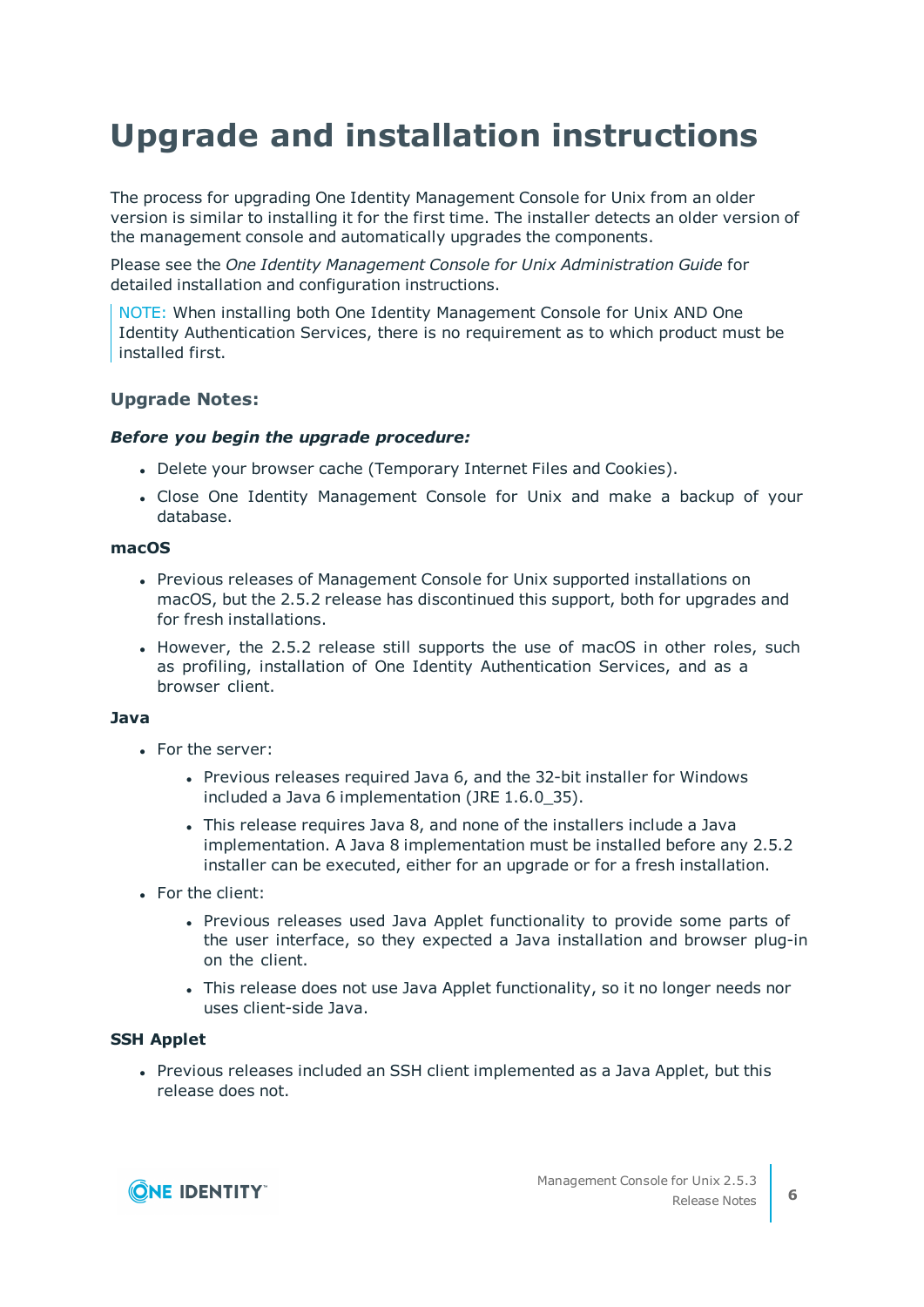# Upgrade and installation instructions

The process for upgrading One Identity Management Console for Unix from an older version is similar to installing it for the first time. The installer detects an older version of the management console and automatically upgrades the components.

Please see the *One Identity Management Console for Unix Administration Guide* for detailed installation and configuration instructions.

> NOTE: When installing both One Identity Management Console for Unix AND One Identity Authentication Services, there is no requirement as to which product must be installed first.

### Upgrade Notes:

***Before you begin the upgrade procedure:***

- Delete your browser cache (Temporary Internet Files and Cookies).
- Close One Identity Management Console for Unix and make a backup of your database.

**macOS**

- Previous releases of Management Console for Unix supported installations on macOS, but the 2.5.2 release has discontinued this support, both for upgrades and for fresh installations.
- However, the 2.5.2 release still supports the use of macOS in other roles, such as profiling, installation of One Identity Authentication Services, and as a browser client.

**Java**

- For the server:
  - Previous releases required Java 6, and the 32-bit installer for Windows included a Java 6 implementation (JRE 1.6.0_35).
  - This release requires Java 8, and none of the installers include a Java implementation. A Java 8 implementation must be installed before any 2.5.2 installer can be executed, either for an upgrade or for a fresh installation.
- For the client:
  - Previous releases used Java Applet functionality to provide some parts of the user interface, so they expected a Java installation and browser plug-in on the client.
  - This release does not use Java Applet functionality, so it no longer needs nor uses client-side Java.

**SSH Applet**

- Previous releases included an SSH client implemented as a Java Applet, but this release does not.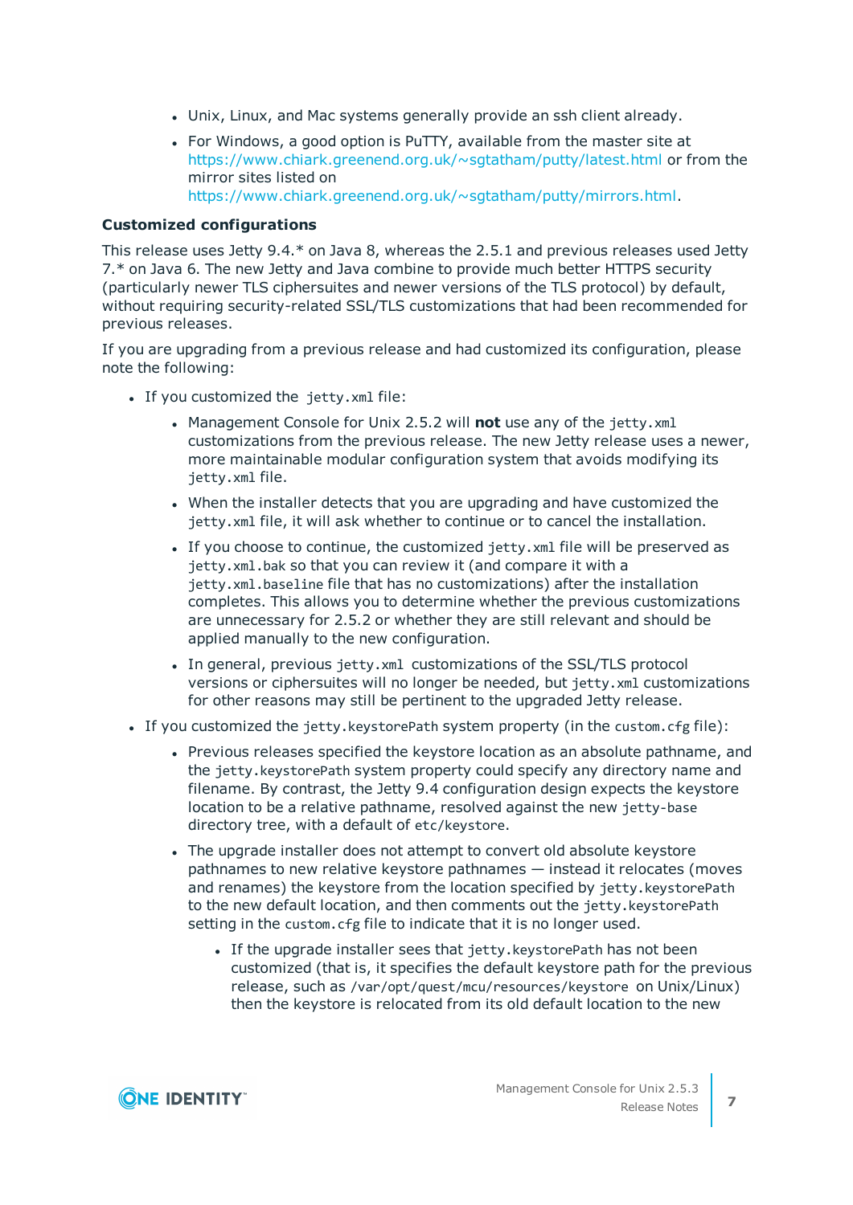- Unix, Linux, and Mac systems generally provide an ssh client already.
- For Windows, a good option is PuTTY, available from the master site at https://www.chiark.greenend.org.uk/~sgtatham/putty/latest.html or from the mirror sites listed on https://www.chiark.greenend.org.uk/~sgtatham/putty/mirrors.html.

### Customized configurations

This release uses Jetty 9.4.* on Java 8, whereas the 2.5.1 and previous releases used Jetty 7.* on Java 6. The new Jetty and Java combine to provide much better HTTPS security (particularly newer TLS ciphersuites and newer versions of the TLS protocol) by default, without requiring security-related SSL/TLS customizations that had been recommended for previous releases.

If you are upgrading from a previous release and had customized its configuration, please note the following:

- If you customized the `jetty.xml` file:
  - Management Console for Unix 2.5.2 will **not** use any of the `jetty.xml` customizations from the previous release. The new Jetty release uses a newer, more maintainable modular configuration system that avoids modifying its `jetty.xml` file.
  - When the installer detects that you are upgrading and have customized the `jetty.xml` file, it will ask whether to continue or to cancel the installation.
  - If you choose to continue, the customized `jetty.xml` file will be preserved as `jetty.xml.bak` so that you can review it (and compare it with a `jetty.xml.baseline` file that has no customizations) after the installation completes. This allows you to determine whether the previous customizations are unnecessary for 2.5.2 or whether they are still relevant and should be applied manually to the new configuration.
  - In general, previous `jetty.xml` customizations of the SSL/TLS protocol versions or ciphersuites will no longer be needed, but `jetty.xml` customizations for other reasons may still be pertinent to the upgraded Jetty release.
- If you customized the `jetty.keystorePath` system property (in the `custom.cfg` file):
  - Previous releases specified the keystore location as an absolute pathname, and the `jetty.keystorePath` system property could specify any directory name and filename. By contrast, the Jetty 9.4 configuration design expects the keystore location to be a relative pathname, resolved against the new `jetty-base` directory tree, with a default of `etc/keystore`.
  - The upgrade installer does not attempt to convert old absolute keystore pathnames to new relative keystore pathnames — instead it relocates (moves and renames) the keystore from the location specified by `jetty.keystorePath` to the new default location, and then comments out the `jetty.keystorePath` setting in the `custom.cfg` file to indicate that it is no longer used.
    - If the upgrade installer sees that `jetty.keystorePath` has not been customized (that is, it specifies the default keystore path for the previous release, such as `/var/opt/quest/mcu/resources/keystore` on Unix/Linux) then the keystore is relocated from its old default location to the new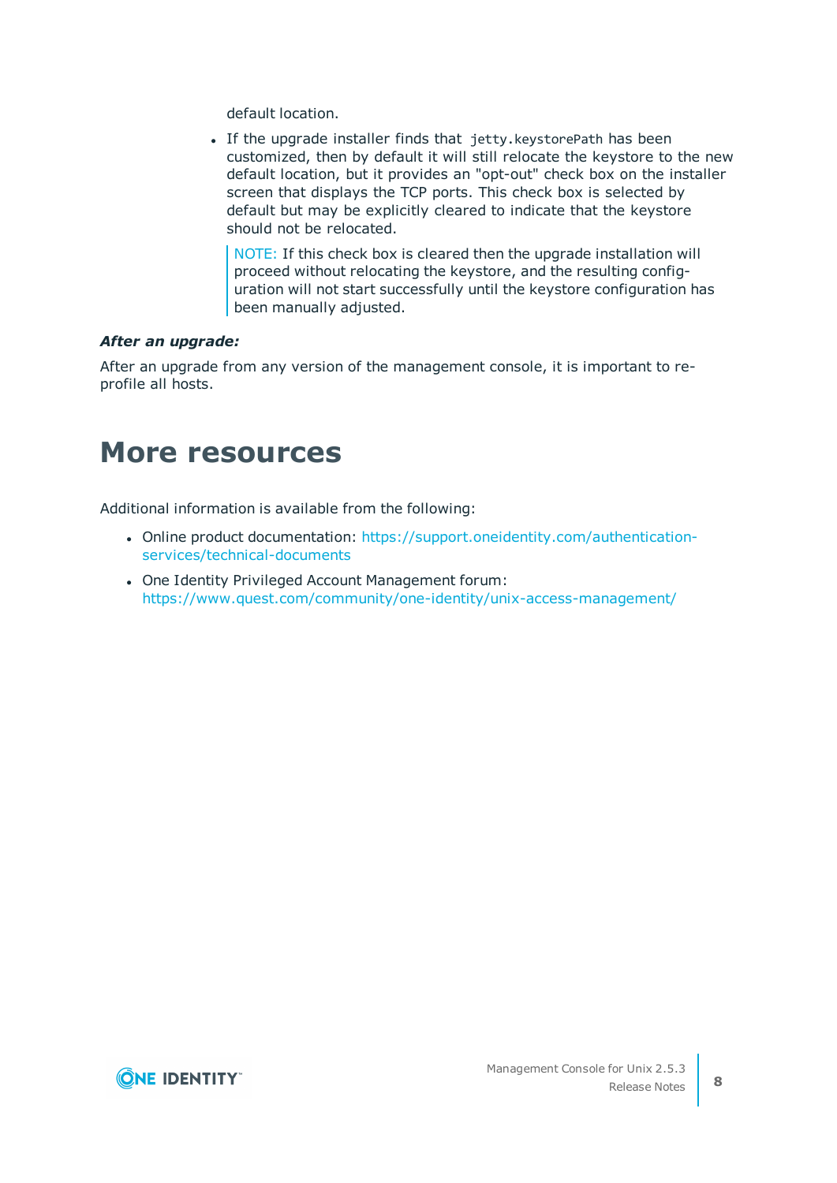default location.

- If the upgrade installer finds that `jetty.keystorePath` has been customized, then by default it will still relocate the keystore to the new default location, but it provides an "opt-out" check box on the installer screen that displays the TCP ports. This check box is selected by default but may be explicitly cleared to indicate that the keystore should not be relocated.

  > NOTE: If this check box is cleared then the upgrade installation will proceed without relocating the keystore, and the resulting configuration will not start successfully until the keystore configuration has been manually adjusted.

***After an upgrade:***

After an upgrade from any version of the management console, it is important to re-profile all hosts.

# More resources

Additional information is available from the following:

- Online product documentation: https://support.oneidentity.com/authentication-services/technical-documents
- One Identity Privileged Account Management forum: https://www.quest.com/community/one-identity/unix-access-management/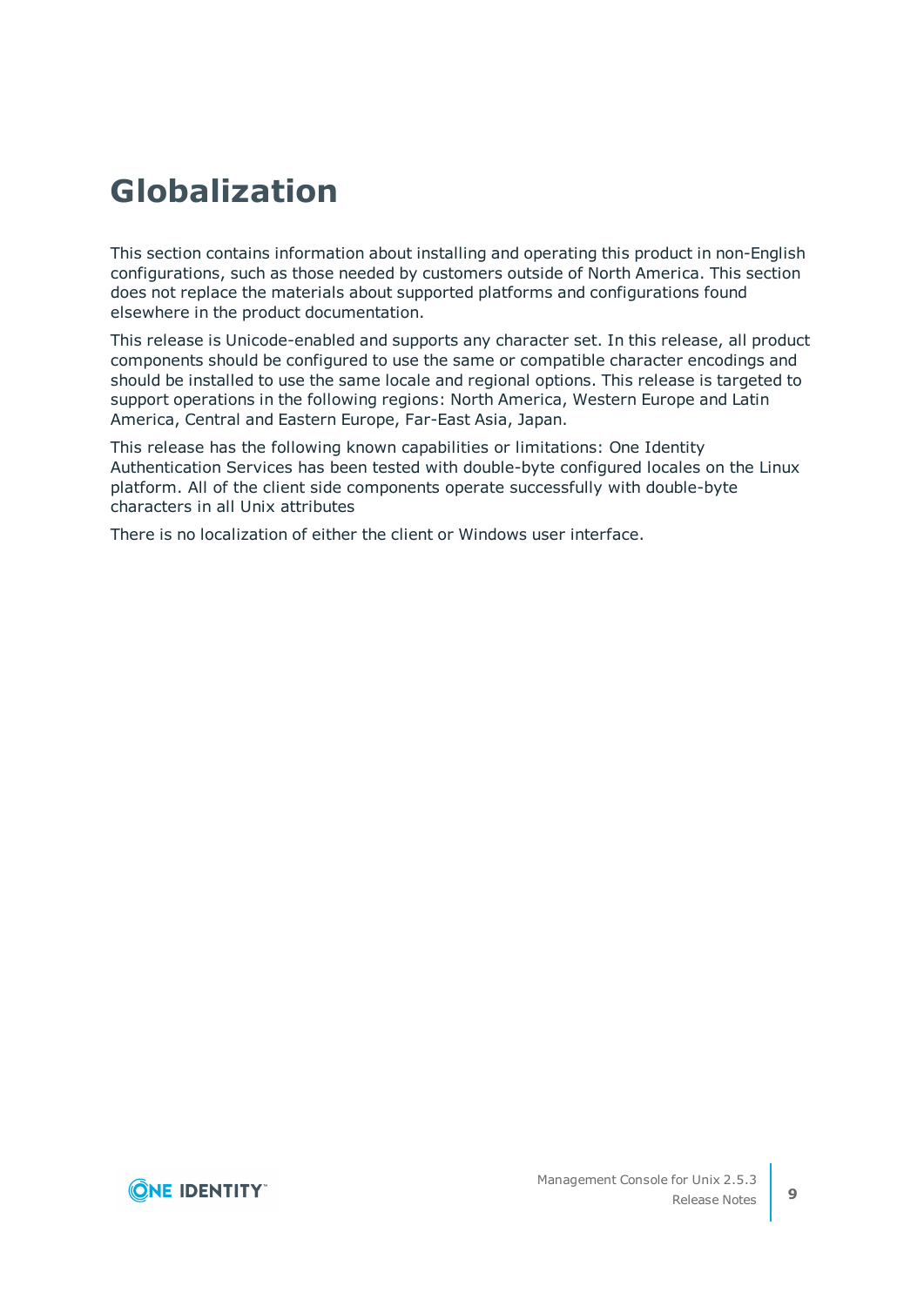# Globalization

This section contains information about installing and operating this product in non-English configurations, such as those needed by customers outside of North America. This section does not replace the materials about supported platforms and configurations found elsewhere in the product documentation.

This release is Unicode-enabled and supports any character set. In this release, all product components should be configured to use the same or compatible character encodings and should be installed to use the same locale and regional options. This release is targeted to support operations in the following regions: North America, Western Europe and Latin America, Central and Eastern Europe, Far-East Asia, Japan.

This release has the following known capabilities or limitations: One Identity Authentication Services has been tested with double-byte configured locales on the Linux platform. All of the client side components operate successfully with double-byte characters in all Unix attributes

There is no localization of either the client or Windows user interface.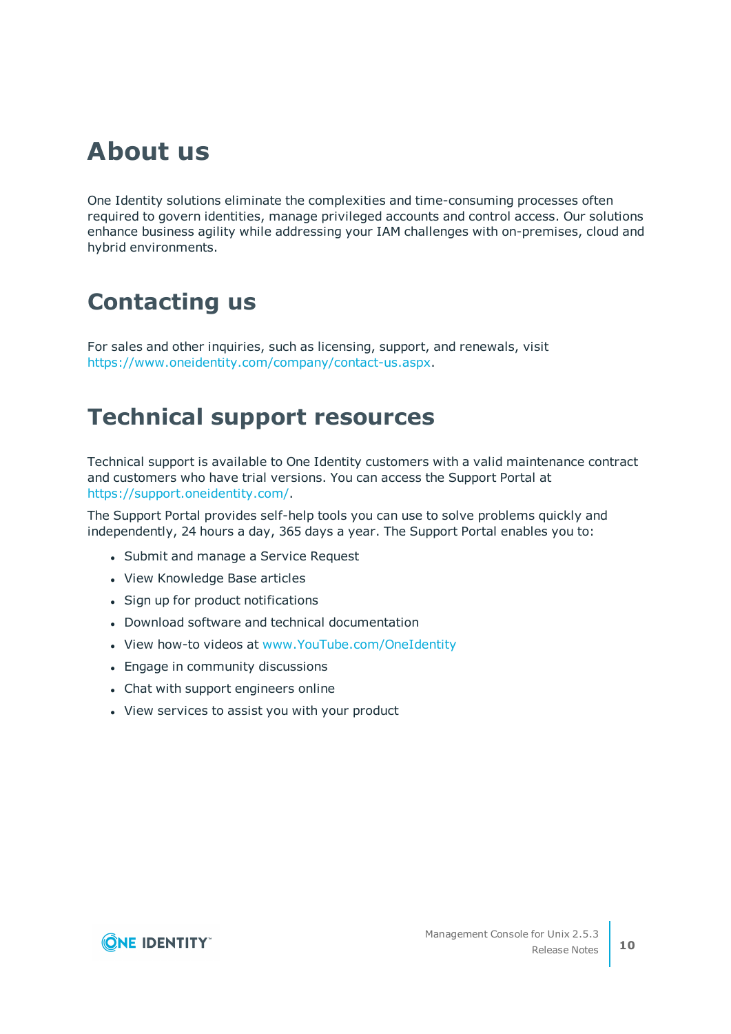# About us

One Identity solutions eliminate the complexities and time-consuming processes often required to govern identities, manage privileged accounts and control access. Our solutions enhance business agility while addressing your IAM challenges with on-premises, cloud and hybrid environments.

# Contacting us

For sales and other inquiries, such as licensing, support, and renewals, visit https://www.oneidentity.com/company/contact-us.aspx.

# Technical support resources

Technical support is available to One Identity customers with a valid maintenance contract and customers who have trial versions. You can access the Support Portal at https://support.oneidentity.com/.

The Support Portal provides self-help tools you can use to solve problems quickly and independently, 24 hours a day, 365 days a year. The Support Portal enables you to:

- Submit and manage a Service Request
- View Knowledge Base articles
- Sign up for product notifications
- Download software and technical documentation
- View how-to videos at www.YouTube.com/OneIdentity
- Engage in community discussions
- Chat with support engineers online
- View services to assist you with your product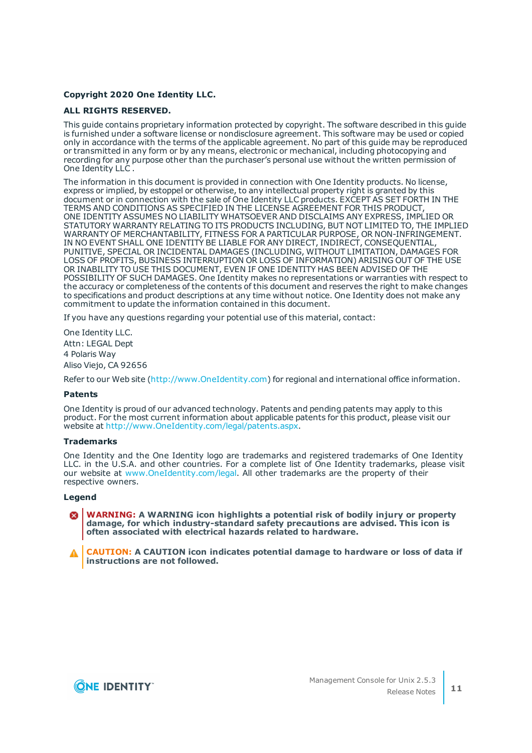**Copyright 2020 One Identity LLC.**

**ALL RIGHTS RESERVED.**

This guide contains proprietary information protected by copyright. The software described in this guide is furnished under a software license or nondisclosure agreement. This software may be used or copied only in accordance with the terms of the applicable agreement. No part of this guide may be reproduced or transmitted in any form or by any means, electronic or mechanical, including photocopying and recording for any purpose other than the purchaser's personal use without the written permission of One Identity LLC .

The information in this document is provided in connection with One Identity products. No license, express or implied, by estoppel or otherwise, to any intellectual property right is granted by this document or in connection with the sale of One Identity LLC products. EXCEPT AS SET FORTH IN THE TERMS AND CONDITIONS AS SPECIFIED IN THE LICENSE AGREEMENT FOR THIS PRODUCT, ONE IDENTITY ASSUMES NO LIABILITY WHATSOEVER AND DISCLAIMS ANY EXPRESS, IMPLIED OR STATUTORY WARRANTY RELATING TO ITS PRODUCTS INCLUDING, BUT NOT LIMITED TO, THE IMPLIED WARRANTY OF MERCHANTABILITY, FITNESS FOR A PARTICULAR PURPOSE, OR NON-INFRINGEMENT. IN NO EVENT SHALL ONE IDENTITY BE LIABLE FOR ANY DIRECT, INDIRECT, CONSEQUENTIAL, PUNITIVE, SPECIAL OR INCIDENTAL DAMAGES (INCLUDING, WITHOUT LIMITATION, DAMAGES FOR LOSS OF PROFITS, BUSINESS INTERRUPTION OR LOSS OF INFORMATION) ARISING OUT OF THE USE OR INABILITY TO USE THIS DOCUMENT, EVEN IF ONE IDENTITY HAS BEEN ADVISED OF THE POSSIBILITY OF SUCH DAMAGES. One Identity makes no representations or warranties with respect to the accuracy or completeness of the contents of this document and reserves the right to make changes to specifications and product descriptions at any time without notice. One Identity does not make any commitment to update the information contained in this document.

If you have any questions regarding your potential use of this material, contact:

One Identity LLC.
Attn: LEGAL Dept
4 Polaris Way
Aliso Viejo, CA 92656

Refer to our Web site (http://www.OneIdentity.com) for regional and international office information.

### Patents

One Identity is proud of our advanced technology. Patents and pending patents may apply to this product. For the most current information about applicable patents for this product, please visit our website at http://www.OneIdentity.com/legal/patents.aspx.

### Trademarks

One Identity and the One Identity logo are trademarks and registered trademarks of One Identity LLC. in the U.S.A. and other countries. For a complete list of One Identity trademarks, please visit our website at www.OneIdentity.com/legal. All other trademarks are the property of their respective owners.

### Legend

**WARNING: A WARNING icon highlights a potential risk of bodily injury or property damage, for which industry-standard safety precautions are advised. This icon is often associated with electrical hazards related to hardware.**

**CAUTION: A CAUTION icon indicates potential damage to hardware or loss of data if instructions are not followed.**